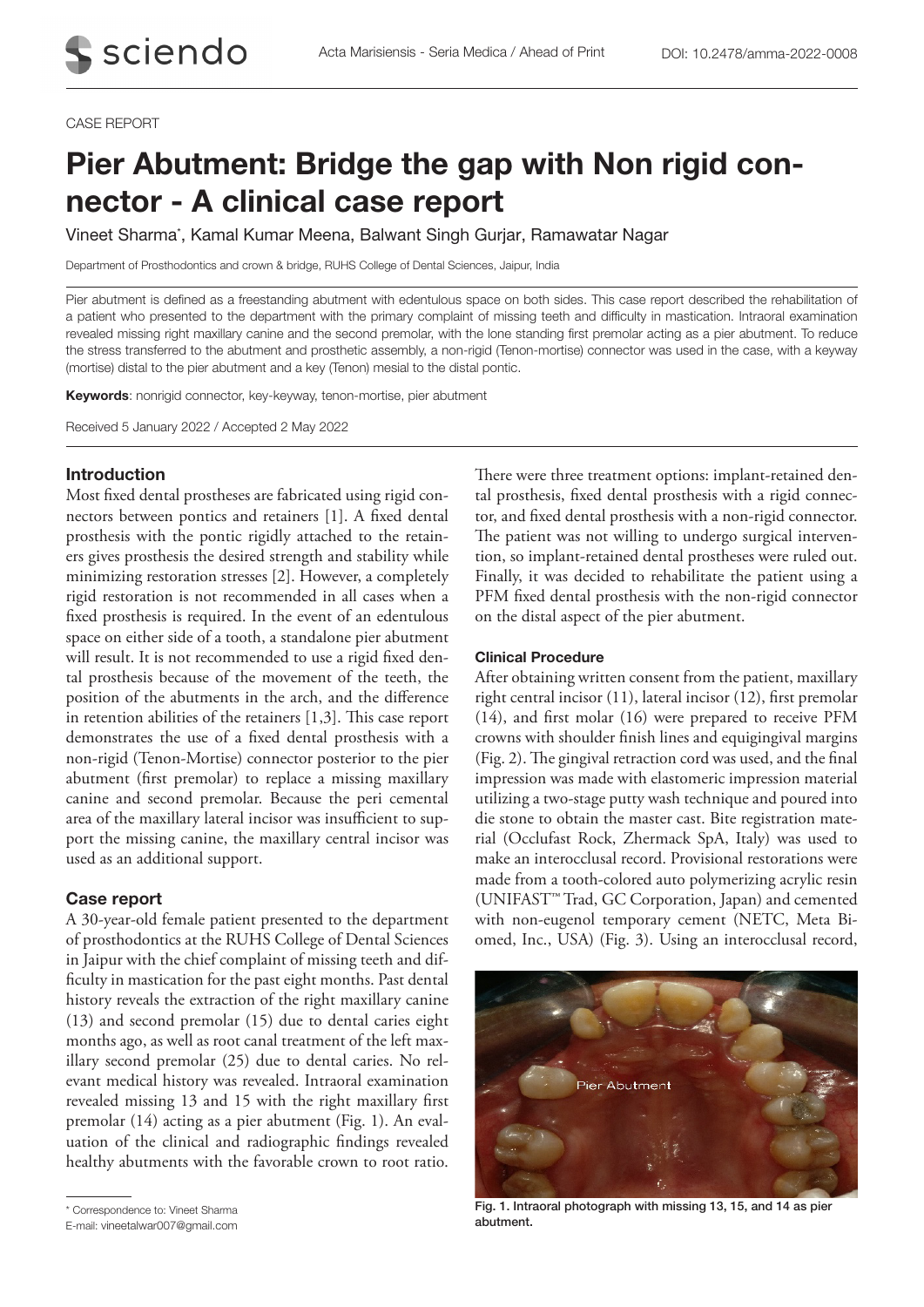CASE REPORT

# Pier Abutment: Bridge the gap with Non rigid connector - A clinical case report

Vineet Sharma*, Kamal Kumar Meena, Balwant Singh Gurjar, Ramawatar Nagar

Department of Prosthodontics and crown & bridge, RUHS College of Dental Sciences, Jaipur, India

Pier abutment is defined as a freestanding abutment with edentulous space on both sides. This case report described the rehabilitation of a patient who presented to the department with the primary complaint of missing teeth and difficulty in mastication. Intraoral examination revealed missing right maxillary canine and the second premolar, with the lone standing first premolar acting as a pier abutment. To reduce the stress transferred to the abutment and prosthetic assembly, a non-rigid (Tenon-mortise) connector was used in the case, with a keyway (mortise) distal to the pier abutment and a key (Tenon) mesial to the distal pontic.

**Keywords**: nonrigid connector, key-keyway, tenon-mortise, pier abutment

Received 5 January 2022 / Accepted 2 May 2022

## Introduction

Most fixed dental prostheses are fabricated using rigid connectors between pontics and retainers [1]. A fixed dental prosthesis with the pontic rigidly attached to the retainers gives prosthesis the desired strength and stability while minimizing restoration stresses [2]. However, a completely rigid restoration is not recommended in all cases when a fixed prosthesis is required. In the event of an edentulous space on either side of a tooth, a standalone pier abutment will result. It is not recommended to use a rigid fixed dental prosthesis because of the movement of the teeth, the position of the abutments in the arch, and the difference in retention abilities of the retainers [1,3]. This case report demonstrates the use of a fixed dental prosthesis with a non-rigid (Tenon-Mortise) connector posterior to the pier abutment (first premolar) to replace a missing maxillary canine and second premolar. Because the peri cemental area of the maxillary lateral incisor was insufficient to support the missing canine, the maxillary central incisor was used as an additional support.

## Case report

A 30-year-old female patient presented to the department of prosthodontics at the RUHS College of Dental Sciences in Jaipur with the chief complaint of missing teeth and difficulty in mastication for the past eight months. Past dental history reveals the extraction of the right maxillary canine (13) and second premolar (15) due to dental caries eight months ago, as well as root canal treatment of the left maxillary second premolar (25) due to dental caries. No relevant medical history was revealed. Intraoral examination revealed missing 13 and 15 with the right maxillary first premolar (14) acting as a pier abutment (Fig. 1). An evaluation of the clinical and radiographic findings revealed healthy abutments with the favorable crown to root ratio.

There were three treatment options: implant-retained dental prosthesis, fixed dental prosthesis with a rigid connector, and fixed dental prosthesis with a non-rigid connector. The patient was not willing to undergo surgical intervention, so implant-retained dental prostheses were ruled out. Finally, it was decided to rehabilitate the patient using a PFM fixed dental prosthesis with the non-rigid connector on the distal aspect of the pier abutment.

### Clinical Procedure

After obtaining written consent from the patient, maxillary right central incisor (11), lateral incisor (12), first premolar (14), and first molar (16) were prepared to receive PFM crowns with shoulder finish lines and equigingival margins (Fig. 2). The gingival retraction cord was used, and the final impression was made with elastomeric impression material utilizing a two-stage putty wash technique and poured into die stone to obtain the master cast. Bite registration material (Occlufast Rock, Zhermack SpA, Italy) was used to make an interocclusal record. Provisional restorations were made from a tooth-colored auto polymerizing acrylic resin (UNIFAST™ Trad, GC Corporation, Japan) and cemented with non-eugenol temporary cement (NETC, Meta Biomed, Inc., USA) (Fig. 3). Using an interocclusal record,

Fig. 1. Intraoral photograph with missing 13, 15, and 14 as pier abutment.

* Correspondence to: Vineet Sharma
E-mail: vineetalwar007@gmail.com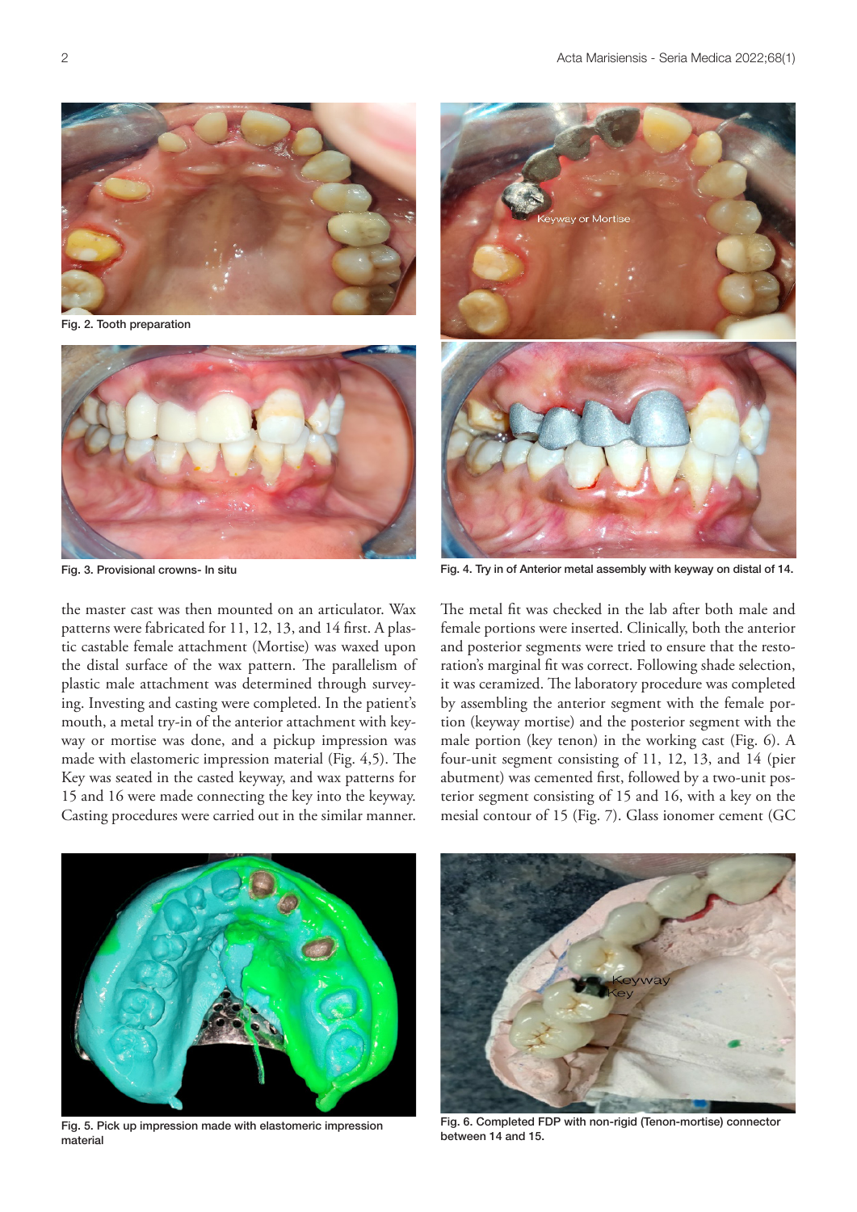Fig. 2. Tooth preparation

Fig. 3. Provisional crowns- In situ

Fig. 4. Try in of Anterior metal assembly with keyway on distal of 14.

the master cast was then mounted on an articulator. Wax patterns were fabricated for 11, 12, 13, and 14 first. A plastic castable female attachment (Mortise) was waxed upon the distal surface of the wax pattern. The parallelism of plastic male attachment was determined through surveying. Investing and casting were completed. In the patient's mouth, a metal try-in of the anterior attachment with keyway or mortise was done, and a pickup impression was made with elastomeric impression material (Fig. 4,5). The Key was seated in the casted keyway, and wax patterns for 15 and 16 were made connecting the key into the keyway. Casting procedures were carried out in the similar manner.

The metal fit was checked in the lab after both male and female portions were inserted. Clinically, both the anterior and posterior segments were tried to ensure that the restoration's marginal fit was correct. Following shade selection, it was ceramized. The laboratory procedure was completed by assembling the anterior segment with the female portion (keyway mortise) and the posterior segment with the male portion (key tenon) in the working cast (Fig. 6). A four-unit segment consisting of 11, 12, 13, and 14 (pier abutment) was cemented first, followed by a two-unit posterior segment consisting of 15 and 16, with a key on the mesial contour of 15 (Fig. 7). Glass ionomer cement (GC

Fig. 5. Pick up impression made with elastomeric impression material

Fig. 6. Completed FDP with non-rigid (Tenon-mortise) connector between 14 and 15.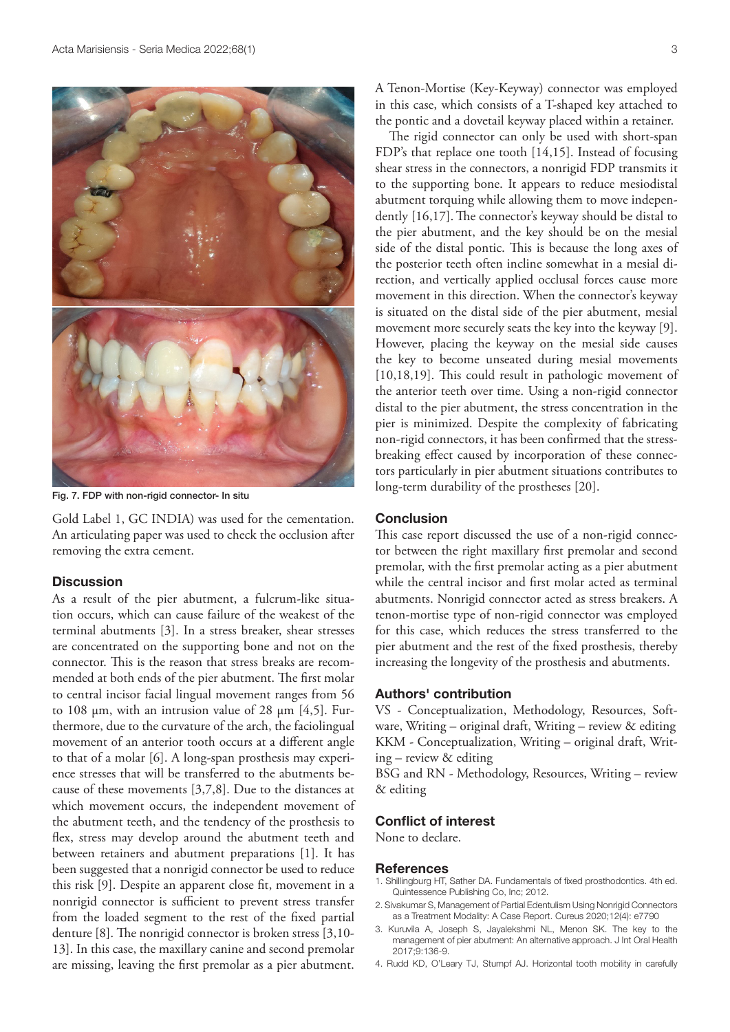Fig. 7. FDP with non-rigid connector- In situ

Gold Label 1, GC INDIA) was used for the cementation. An articulating paper was used to check the occlusion after removing the extra cement.

### Discussion

As a result of the pier abutment, a fulcrum-like situation occurs, which can cause failure of the weakest of the terminal abutments [3]. In a stress breaker, shear stresses are concentrated on the supporting bone and not on the connector. This is the reason that stress breaks are recommended at both ends of the pier abutment. The first molar to central incisor facial lingual movement ranges from 56 to 108 μm, with an intrusion value of 28 μm [4,5]. Furthermore, due to the curvature of the arch, the faciolingual movement of an anterior tooth occurs at a different angle to that of a molar [6]. A long-span prosthesis may experience stresses that will be transferred to the abutments because of these movements [3,7,8]. Due to the distances at which movement occurs, the independent movement of the abutment teeth, and the tendency of the prosthesis to flex, stress may develop around the abutment teeth and between retainers and abutment preparations [1]. It has been suggested that a nonrigid connector be used to reduce this risk [9]. Despite an apparent close fit, movement in a nonrigid connector is sufficient to prevent stress transfer from the loaded segment to the rest of the fixed partial denture [8]. The nonrigid connector is broken stress [3,10-13]. In this case, the maxillary canine and second premolar are missing, leaving the first premolar as a pier abutment. A Tenon-Mortise (Key-Keyway) connector was employed in this case, which consists of a T-shaped key attached to the pontic and a dovetail keyway placed within a retainer.

The rigid connector can only be used with short-span FDP's that replace one tooth [14,15]. Instead of focusing shear stress in the connectors, a nonrigid FDP transmits it to the supporting bone. It appears to reduce mesiodistal abutment torquing while allowing them to move independently [16,17]. The connector's keyway should be distal to the pier abutment, and the key should be on the mesial side of the distal pontic. This is because the long axes of the posterior teeth often incline somewhat in a mesial direction, and vertically applied occlusal forces cause more movement in this direction. When the connector's keyway is situated on the distal side of the pier abutment, mesial movement more securely seats the key into the keyway [9]. However, placing the keyway on the mesial side causes the key to become unseated during mesial movements [10,18,19]. This could result in pathologic movement of the anterior teeth over time. Using a non-rigid connector distal to the pier abutment, the stress concentration in the pier is minimized. Despite the complexity of fabricating non-rigid connectors, it has been confirmed that the stress-breaking effect caused by incorporation of these connectors particularly in pier abutment situations contributes to long-term durability of the prostheses [20].

### Conclusion

This case report discussed the use of a non-rigid connector between the right maxillary first premolar and second premolar, with the first premolar acting as a pier abutment while the central incisor and first molar acted as terminal abutments. Nonrigid connector acted as stress breakers. A tenon-mortise type of non-rigid connector was employed for this case, which reduces the stress transferred to the pier abutment and the rest of the fixed prosthesis, thereby increasing the longevity of the prosthesis and abutments.

### Authors' contribution

VS - Conceptualization, Methodology, Resources, Software, Writing – original draft, Writing – review & editing
KKM - Conceptualization, Writing – original draft, Writing – review & editing
BSG and RN - Methodology, Resources, Writing – review & editing

### Conflict of interest

None to declare.

### References

1. Shillingburg HT, Sather DA. Fundamentals of fixed prosthodontics. 4th ed. Quintessence Publishing Co, Inc; 2012.
2. Sivakumar S, Management of Partial Edentulism Using Nonrigid Connectors as a Treatment Modality: A Case Report. Cureus 2020;12(4): e7790
3. Kuruvila A, Joseph S, Jayalekshmi NL, Menon SK. The key to the management of pier abutment: An alternative approach. J Int Oral Health 2017;9:136-9.
4. Rudd KD, O'Leary TJ, Stumpf AJ. Horizontal tooth mobility in carefully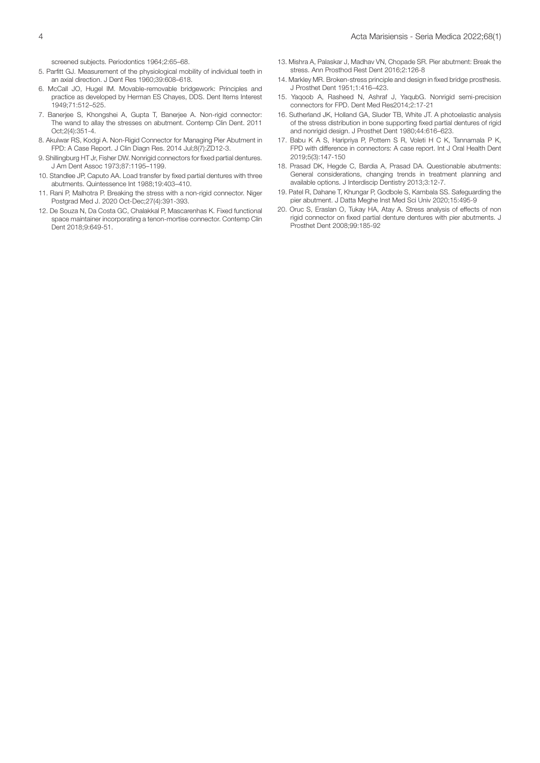screened subjects. Periodontics 1964;2:65–68.

5. Parfitt GJ. Measurement of the physiological mobility of individual teeth in an axial direction. J Dent Res 1960;39:608–618.
6. McCall JO, Hugel IM. Movable-removable bridgework: Principles and practice as developed by Herman ES Chayes, DDS. Dent Items Interest 1949;71:512–525.
7. Banerjee S, Khongshei A, Gupta T, Banerjee A. Non-rigid connector: The wand to allay the stresses on abutment. Contemp Clin Dent. 2011 Oct;2(4):351-4.
8. Akulwar RS, Kodgi A. Non-Rigid Connector for Managing Pier Abutment in FPD: A Case Report. J Clin Diagn Res. 2014 Jul;8(7):ZD12-3.
9. Shillingburg HT Jr, Fisher DW. Nonrigid connectors for fixed partial dentures. J Am Dent Assoc 1973;87:1195–1199.
10. Standlee JP, Caputo AA. Load transfer by fixed partial dentures with three abutments. Quintessence Int 1988;19:403–410.
11. Rani P, Malhotra P. Breaking the stress with a non-rigid connector. Niger Postgrad Med J. 2020 Oct-Dec;27(4):391-393.
12. De Souza N, Da Costa GC, Chalakkal P, Mascarenhas K. Fixed functional space maintainer incorporating a tenon-mortise connector. Contemp Clin Dent 2018;9:649-51.
13. Mishra A, Palaskar J, Madhav VN, Chopade SR. Pier abutment: Break the stress. Ann Prosthod Rest Dent 2016;2:126-8
14. Markley MR. Broken-stress principle and design in fixed bridge prosthesis. J Prosthet Dent 1951;1:416–423.
15. Yaqoob A, Rasheed N, Ashraf J, YaqubG. Nonrigid semi-precision connectors for FPD. Dent Med Res2014;2:17-21
16. Sutherland JK, Holland GA, Sluder TB, White JT. A photoelastic analysis of the stress distribution in bone supporting fixed partial dentures of rigid and nonrigid design. J Prosthet Dent 1980;44:616–623.
17. Babu K A S, Haripriya P, Pottem S R, Voleti H C K, Tannamala P K, FPD with difference in connectors: A case report. Int J Oral Health Dent 2019;5(3):147-150
18. Prasad DK, Hegde C, Bardia A, Prasad DA. Questionable abutments: General considerations, changing trends in treatment planning and available options. J Interdiscip Dentistry 2013;3:12-7.
19. Patel R, Dahane T, Khungar P, Godbole S, Kambala SS. Safeguarding the pier abutment. J Datta Meghe Inst Med Sci Univ 2020;15:495-9
20. Oruc S, Eraslan O, Tukay HA, Atay A. Stress analysis of effects of non rigid connector on fixed partial denture dentures with pier abutments. J Prosthet Dent 2008;99:185-92